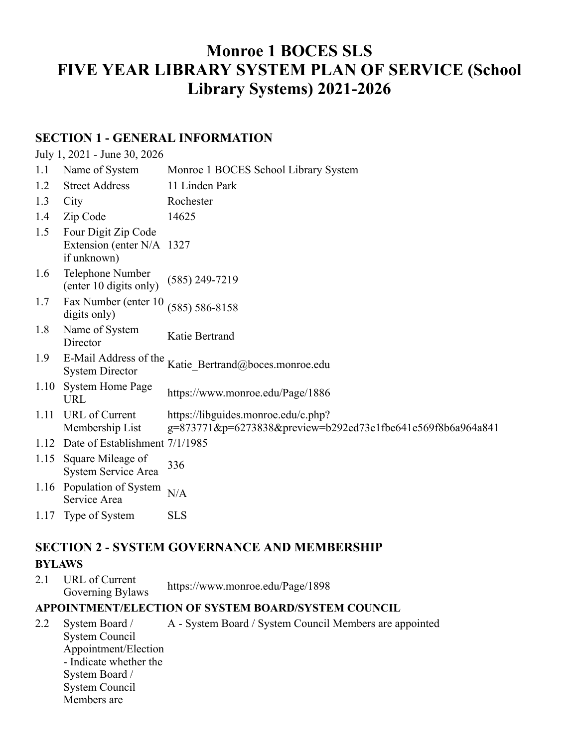# Monroe 1 BOCES SLS
# FIVE YEAR LIBRARY SYSTEM PLAN OF SERVICE (School Library Systems) 2021-2026

## SECTION 1 - GENERAL INFORMATION

July 1, 2021 - June 30, 2026

| | | |
|---|---|---|
| 1.1 | Name of System | Monroe 1 BOCES School Library System |
| 1.2 | Street Address | 11 Linden Park |
| 1.3 | City | Rochester |
| 1.4 | Zip Code | 14625 |
| 1.5 | Four Digit Zip Code Extension (enter N/A if unknown) | 1327 |
| 1.6 | Telephone Number (enter 10 digits only) | (585) 249-7219 |
| 1.7 | Fax Number (enter 10 digits only) | (585) 586-8158 |
| 1.8 | Name of System Director | Katie Bertrand |
| 1.9 | E-Mail Address of the System Director | Katie_Bertrand@boces.monroe.edu |
| 1.10 | System Home Page URL | https://www.monroe.edu/Page/1886 |
| 1.11 | URL of Current Membership List | https://libguides.monroe.edu/c.php?g=873771&p=6273838&preview=b292ed73e1fbe641e569f8b6a964a841 |
| 1.12 | Date of Establishment | 7/1/1985 |
| 1.15 | Square Mileage of System Service Area | 336 |
| 1.16 | Population of System Service Area | N/A |
| 1.17 | Type of System | SLS |

## SECTION 2 - SYSTEM GOVERNANCE AND MEMBERSHIP

### BYLAWS

| | | |
|---|---|---|
| 2.1 | URL of Current Governing Bylaws | https://www.monroe.edu/Page/1898 |

### APPOINTMENT/ELECTION OF SYSTEM BOARD/SYSTEM COUNCIL

| | | |
|---|---|---|
| 2.2 | System Board / System Council Appointment/Election - Indicate whether the System Board / System Council Members are | A - System Board / System Council Members are appointed |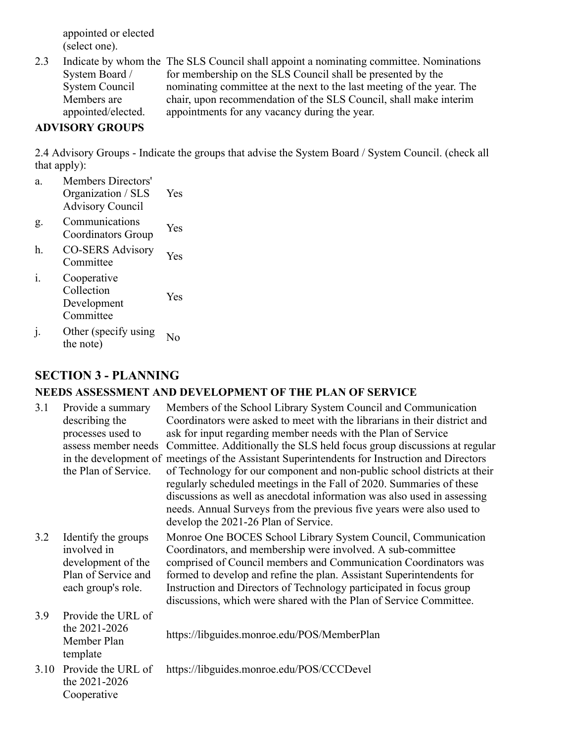| | | |
|---|---|---|
| | appointed or elected (select one). | |
| 2.3 | Indicate by whom the System Board / System Council Members are appointed/elected. | The SLS Council shall appoint a nominating committee. Nominations for membership on the SLS Council shall be presented by the nominating committee at the next to the last meeting of the year. The chair, upon recommendation of the SLS Council, shall make interim appointments for any vacancy during the year. |

**ADVISORY GROUPS**

2.4 Advisory Groups - Indicate the groups that advise the System Board / System Council. (check all that apply):

| | | |
|---|---|---|
| a. | Members Directors' Organization / SLS Advisory Council | Yes |
| g. | Communications Coordinators Group | Yes |
| h. | CO-SERS Advisory Committee | Yes |
| i. | Cooperative Collection Development Committee | Yes |
| j. | Other (specify using the note) | No |

## SECTION 3 - PLANNING

### NEEDS ASSESSMENT AND DEVELOPMENT OF THE PLAN OF SERVICE

| | | |
|---|---|---|
| 3.1 | Provide a summary describing the processes used to assess member needs in the development of the Plan of Service. | Members of the School Library System Council and Communication Coordinators were asked to meet with the librarians in their district and ask for input regarding member needs with the Plan of Service Committee. Additionally the SLS held focus group discussions at regular meetings of the Assistant Superintendents for Instruction and Directors of Technology for our component and non-public school districts at their regularly scheduled meetings in the Fall of 2020. Summaries of these discussions as well as anecdotal information was also used in assessing needs. Annual Surveys from the previous five years were also used to develop the 2021-26 Plan of Service. |
| 3.2 | Identify the groups involved in development of the Plan of Service and each group's role. | Monroe One BOCES School Library System Council, Communication Coordinators, and membership were involved. A sub-committee comprised of Council members and Communication Coordinators was formed to develop and refine the plan. Assistant Superintendents for Instruction and Directors of Technology participated in focus group discussions, which were shared with the Plan of Service Committee. |
| 3.9 | Provide the URL of the 2021-2026 Member Plan template | https://libguides.monroe.edu/POS/MemberPlan |
| 3.10 | Provide the URL of the 2021-2026 Cooperative | https://libguides.monroe.edu/POS/CCCDevel |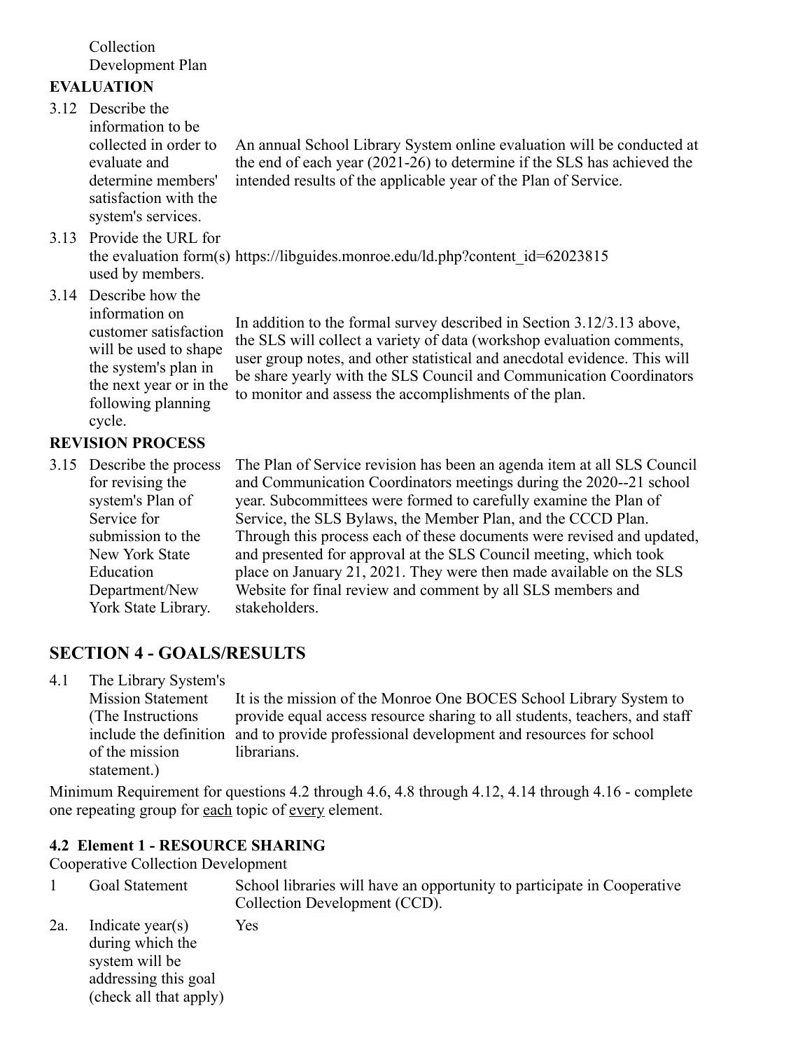Collection Development Plan

**EVALUATION**

| | | |
|---|---|---|
| 3.12 | Describe the information to be collected in order to evaluate and determine members' satisfaction with the system's services. | An annual School Library System online evaluation will be conducted at the end of each year (2021-26) to determine if the SLS has achieved the intended results of the applicable year of the Plan of Service. |
| 3.13 | Provide the URL for the evaluation form(s) used by members. | https://libguides.monroe.edu/ld.php?content_id=62023815 |
| 3.14 | Describe how the information on customer satisfaction will be used to shape the system's plan in the next year or in the following planning cycle. | In addition to the formal survey described in Section 3.12/3.13 above, the SLS will collect a variety of data (workshop evaluation comments, user group notes, and other statistical and anecdotal evidence. This will be share yearly with the SLS Council and Communication Coordinators to monitor and assess the accomplishments of the plan. |

**REVISION PROCESS**

| | | |
|---|---|---|
| 3.15 | Describe the process for revising the system's Plan of Service for submission to the New York State Education Department/New York State Library. | The Plan of Service revision has been an agenda item at all SLS Council and Communication Coordinators meetings during the 2020--21 school year. Subcommittees were formed to carefully examine the Plan of Service, the SLS Bylaws, the Member Plan, and the CCCD Plan. Through this process each of these documents were revised and updated, and presented for approval at the SLS Council meeting, which took place on January 21, 2021. They were then made available on the SLS Website for final review and comment by all SLS members and stakeholders. |

## SECTION 4 - GOALS/RESULTS

| | | |
|---|---|---|
| 4.1 | The Library System's Mission Statement (The Instructions include the definition of the mission statement.) | It is the mission of the Monroe One BOCES School Library System to provide equal access resource sharing to all students, teachers, and staff and to provide professional development and resources for school librarians. |

Minimum Requirement for questions 4.2 through 4.6, 4.8 through 4.12, 4.14 through 4.16 - complete one repeating group for each topic of every element.

### 4.2 Element 1 - RESOURCE SHARING

Cooperative Collection Development

| | | |
|---|---|---|
| 1 | Goal Statement | School libraries will have an opportunity to participate in Cooperative Collection Development (CCD). |
| 2a. | Indicate year(s) during which the system will be addressing this goal (check all that apply) | Yes |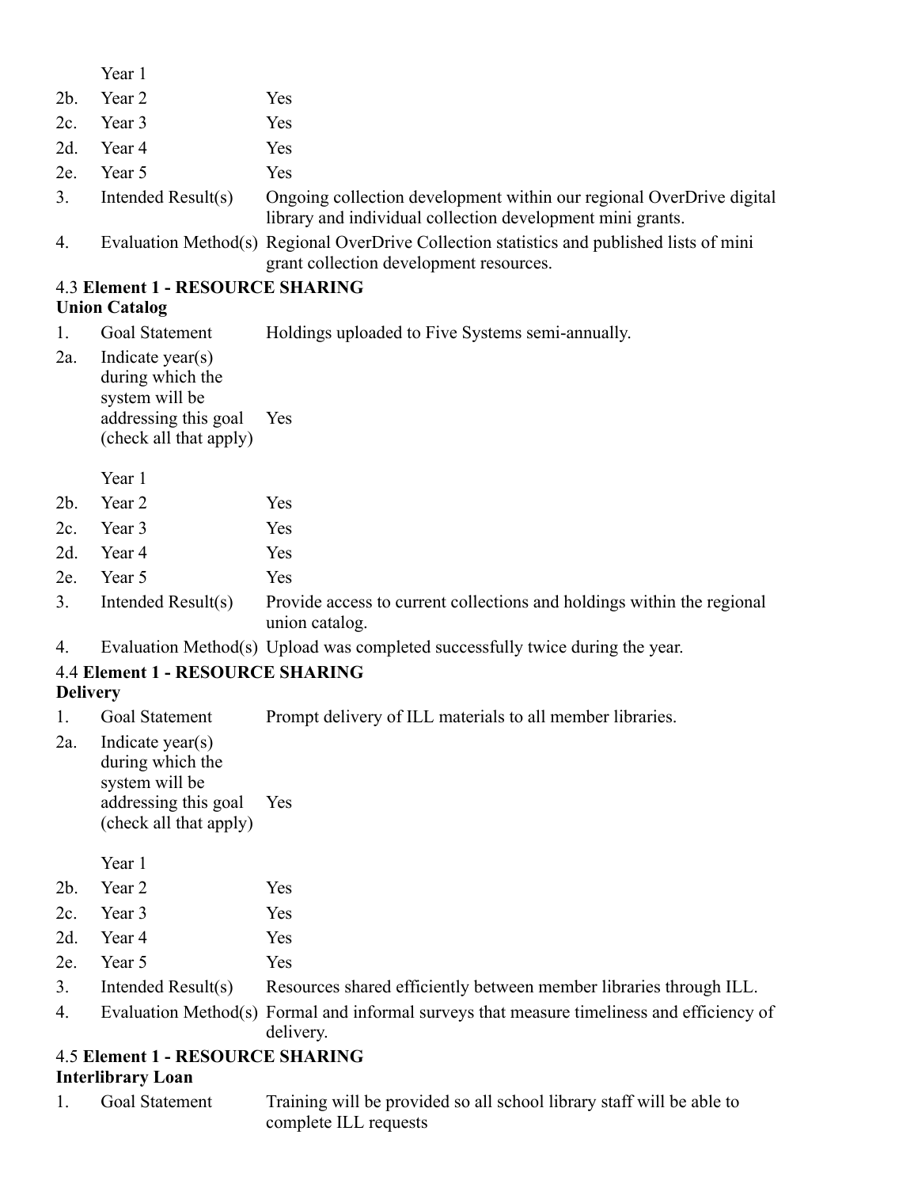| | | |
|---|---|---|
| | Year 1 | |
| 2b. | Year 2 | Yes |
| 2c. | Year 3 | Yes |
| 2d. | Year 4 | Yes |
| 2e. | Year 5 | Yes |
| 3. | Intended Result(s) | Ongoing collection development within our regional OverDrive digital library and individual collection development mini grants. |
| 4. | Evaluation Method(s) | Regional OverDrive Collection statistics and published lists of mini grant collection development resources. |

4.3 **Element 1 - RESOURCE SHARING**
**Union Catalog**

| | | |
|---|---|---|
| 1. | Goal Statement | Holdings uploaded to Five Systems semi-annually. |
| 2a. | Indicate year(s) during which the system will be addressing this goal (check all that apply) Year 1 | Yes |
| 2b. | Year 2 | Yes |
| 2c. | Year 3 | Yes |
| 2d. | Year 4 | Yes |
| 2e. | Year 5 | Yes |
| 3. | Intended Result(s) | Provide access to current collections and holdings within the regional union catalog. |
| 4. | Evaluation Method(s) | Upload was completed successfully twice during the year. |

4.4 **Element 1 - RESOURCE SHARING**
**Delivery**

| | | |
|---|---|---|
| 1. | Goal Statement | Prompt delivery of ILL materials to all member libraries. |
| 2a. | Indicate year(s) during which the system will be addressing this goal (check all that apply) Year 1 | Yes |
| 2b. | Year 2 | Yes |
| 2c. | Year 3 | Yes |
| 2d. | Year 4 | Yes |
| 2e. | Year 5 | Yes |
| 3. | Intended Result(s) | Resources shared efficiently between member libraries through ILL. |
| 4. | Evaluation Method(s) | Formal and informal surveys that measure timeliness and efficiency of delivery. |

4.5 **Element 1 - RESOURCE SHARING**
**Interlibrary Loan**

| | | |
|---|---|---|
| 1. | Goal Statement | Training will be provided so all school library staff will be able to complete ILL requests |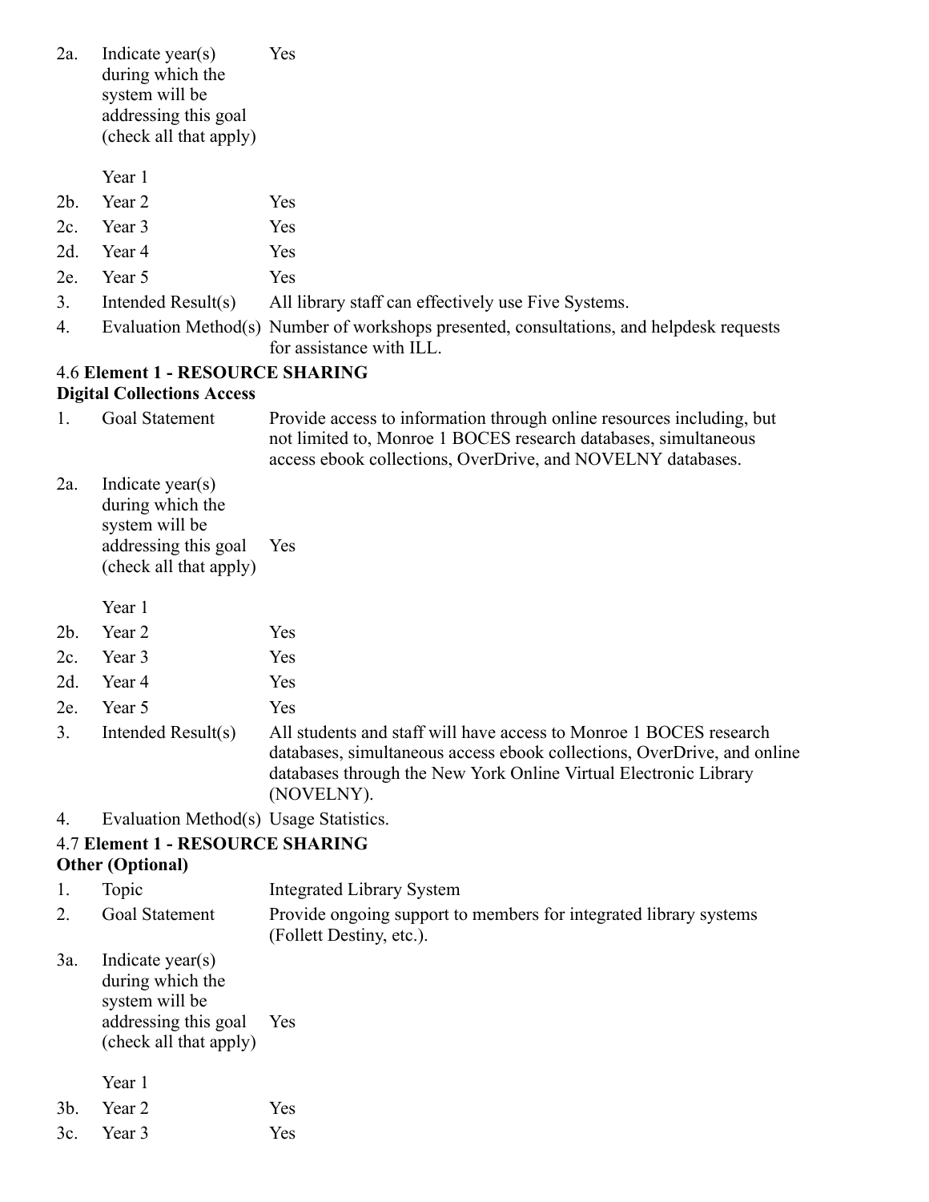| | | |
|---|---|---|
| 2a. | Indicate year(s) during which the system will be addressing this goal (check all that apply)<br><br>Year 1 | Yes |
| 2b. | Year 2 | Yes |
| 2c. | Year 3 | Yes |
| 2d. | Year 4 | Yes |
| 2e. | Year 5 | Yes |
| 3. | Intended Result(s) | All library staff can effectively use Five Systems. |
| 4. | Evaluation Method(s) | Number of workshops presented, consultations, and helpdesk requests for assistance with ILL. |

4.6 **Element 1 - RESOURCE SHARING**
**Digital Collections Access**

| | | |
|---|---|---|
| 1. | Goal Statement | Provide access to information through online resources including, but not limited to, Monroe 1 BOCES research databases, simultaneous access ebook collections, OverDrive, and NOVELNY databases. |
| 2a. | Indicate year(s) during which the system will be addressing this goal (check all that apply)<br><br>Year 1 | Yes |
| 2b. | Year 2 | Yes |
| 2c. | Year 3 | Yes |
| 2d. | Year 4 | Yes |
| 2e. | Year 5 | Yes |
| 3. | Intended Result(s) | All students and staff will have access to Monroe 1 BOCES research databases, simultaneous access ebook collections, OverDrive, and online databases through the New York Online Virtual Electronic Library (NOVELNY). |
| 4. | Evaluation Method(s) | Usage Statistics. |

4.7 **Element 1 - RESOURCE SHARING**
**Other (Optional)**

| | | |
|---|---|---|
| 1. | Topic | Integrated Library System |
| 2. | Goal Statement | Provide ongoing support to members for integrated library systems (Follett Destiny, etc.). |
| 3a. | Indicate year(s) during which the system will be addressing this goal (check all that apply)<br><br>Year 1 | Yes |
| 3b. | Year 2 | Yes |
| 3c. | Year 3 | Yes |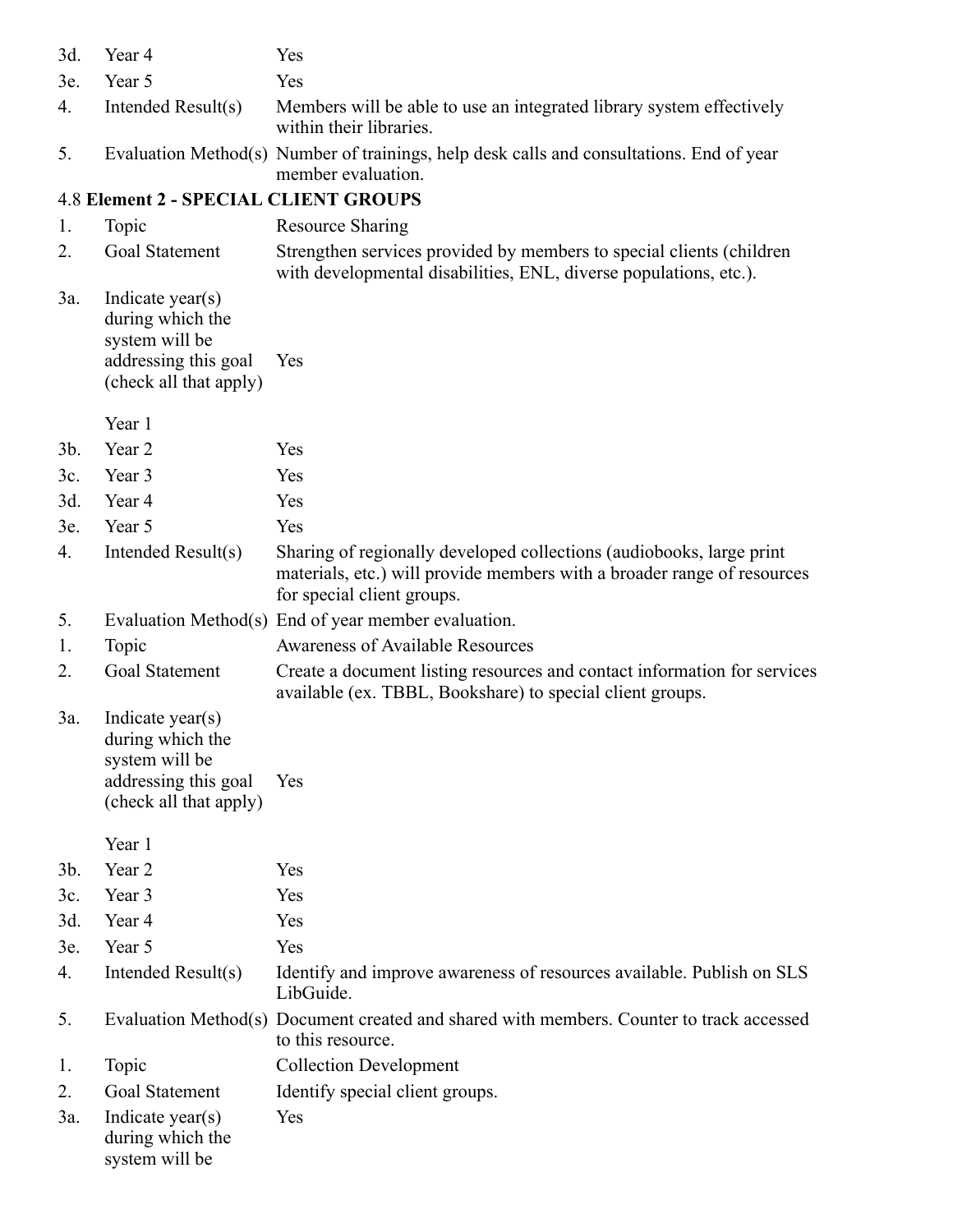| | | |
|---|---|---|
| 3d. | Year 4 | Yes |
| 3e. | Year 5 | Yes |
| 4. | Intended Result(s) | Members will be able to use an integrated library system effectively within their libraries. |
| 5. | Evaluation Method(s) | Number of trainings, help desk calls and consultations. End of year member evaluation. |

4.8 **Element 2 - SPECIAL CLIENT GROUPS**

| | | |
|---|---|---|
| 1. | Topic | Resource Sharing |
| 2. | Goal Statement | Strengthen services provided by members to special clients (children with developmental disabilities, ENL, diverse populations, etc.). |
| 3a. | Indicate year(s) during which the system will be addressing this goal (check all that apply)<br><br>Year 1 | Yes |
| 3b. | Year 2 | Yes |
| 3c. | Year 3 | Yes |
| 3d. | Year 4 | Yes |
| 3e. | Year 5 | Yes |
| 4. | Intended Result(s) | Sharing of regionally developed collections (audiobooks, large print materials, etc.) will provide members with a broader range of resources for special client groups. |
| 5. | Evaluation Method(s) | End of year member evaluation. |
| 1. | Topic | Awareness of Available Resources |
| 2. | Goal Statement | Create a document listing resources and contact information for services available (ex. TBBL, Bookshare) to special client groups. |
| 3a. | Indicate year(s) during which the system will be addressing this goal (check all that apply)<br><br>Year 1 | Yes |
| 3b. | Year 2 | Yes |
| 3c. | Year 3 | Yes |
| 3d. | Year 4 | Yes |
| 3e. | Year 5 | Yes |
| 4. | Intended Result(s) | Identify and improve awareness of resources available. Publish on SLS LibGuide. |
| 5. | Evaluation Method(s) | Document created and shared with members. Counter to track accessed to this resource. |
| 1. | Topic | Collection Development |
| 2. | Goal Statement | Identify special client groups. |
| 3a. | Indicate year(s) during which the system will be | Yes |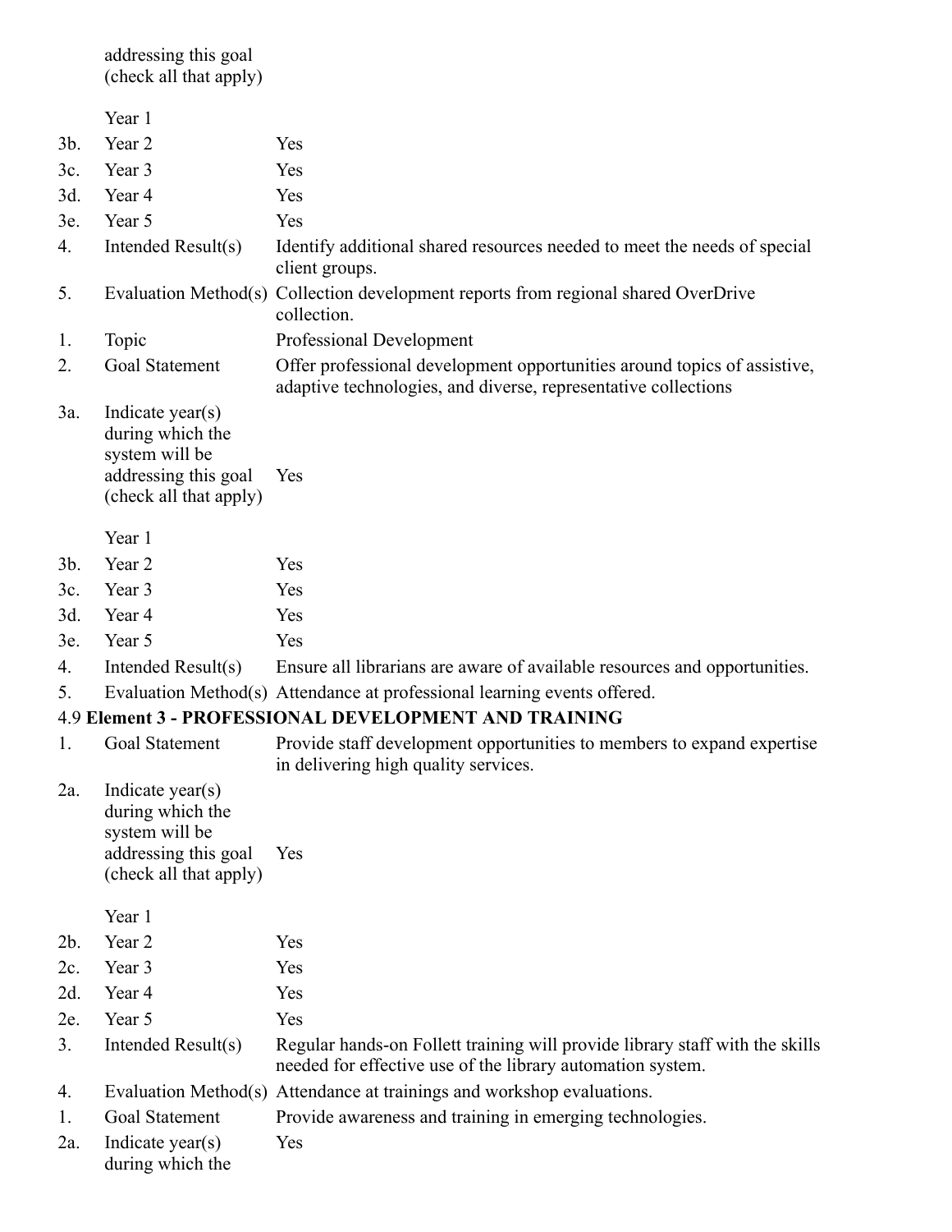| | | |
|---|---|---|
| | addressing this goal (check all that apply) | |
| | Year 1 | |
| 3b. | Year 2 | Yes |
| 3c. | Year 3 | Yes |
| 3d. | Year 4 | Yes |
| 3e. | Year 5 | Yes |
| 4. | Intended Result(s) | Identify additional shared resources needed to meet the needs of special client groups. |
| 5. | Evaluation Method(s) | Collection development reports from regional shared OverDrive collection. |
| 1. | Topic | Professional Development |
| 2. | Goal Statement | Offer professional development opportunities around topics of assistive, adaptive technologies, and diverse, representative collections |
| 3a. | Indicate year(s) during which the system will be addressing this goal (check all that apply) | Yes |
| | Year 1 | |
| 3b. | Year 2 | Yes |
| 3c. | Year 3 | Yes |
| 3d. | Year 4 | Yes |
| 3e. | Year 5 | Yes |
| 4. | Intended Result(s) | Ensure all librarians are aware of available resources and opportunities. |
| 5. | Evaluation Method(s) | Attendance at professional learning events offered. |

4.9 **Element 3 - PROFESSIONAL DEVELOPMENT AND TRAINING**

| | | |
|---|---|---|
| 1. | Goal Statement | Provide staff development opportunities to members to expand expertise in delivering high quality services. |
| 2a. | Indicate year(s) during which the system will be addressing this goal (check all that apply) | Yes |
| | Year 1 | |
| 2b. | Year 2 | Yes |
| 2c. | Year 3 | Yes |
| 2d. | Year 4 | Yes |
| 2e. | Year 5 | Yes |
| 3. | Intended Result(s) | Regular hands-on Follett training will provide library staff with the skills needed for effective use of the library automation system. |
| 4. | Evaluation Method(s) | Attendance at trainings and workshop evaluations. |
| 1. | Goal Statement | Provide awareness and training in emerging technologies. |
| 2a. | Indicate year(s) during which the | Yes |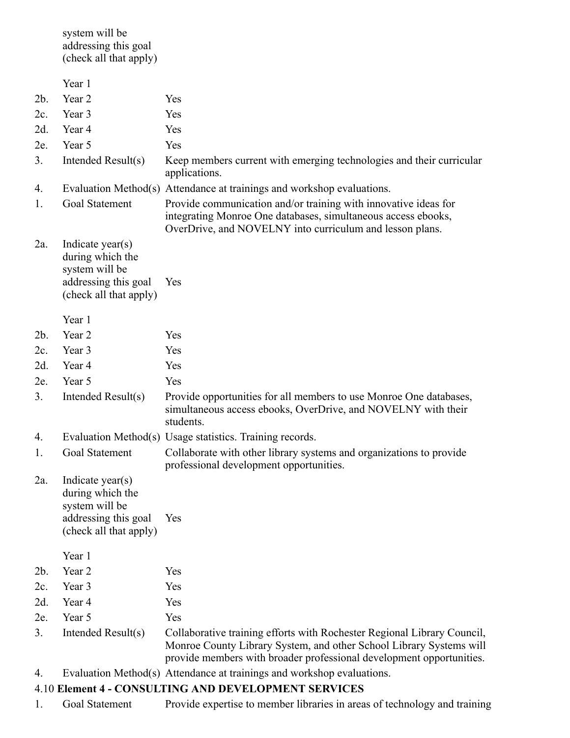| | | |
|---|---|---|
| | system will be addressing this goal (check all that apply) | |
| | Year 1 | |
| 2b. | Year 2 | Yes |
| 2c. | Year 3 | Yes |
| 2d. | Year 4 | Yes |
| 2e. | Year 5 | Yes |
| 3. | Intended Result(s) | Keep members current with emerging technologies and their curricular applications. |
| 4. | Evaluation Method(s) | Attendance at trainings and workshop evaluations. |
| 1. | Goal Statement | Provide communication and/or training with innovative ideas for integrating Monroe One databases, simultaneous access ebooks, OverDrive, and NOVELNY into curriculum and lesson plans. |
| 2a. | Indicate year(s) during which the system will be addressing this goal (check all that apply) | Yes |
| | Year 1 | |
| 2b. | Year 2 | Yes |
| 2c. | Year 3 | Yes |
| 2d. | Year 4 | Yes |
| 2e. | Year 5 | Yes |
| 3. | Intended Result(s) | Provide opportunities for all members to use Monroe One databases, simultaneous access ebooks, OverDrive, and NOVELNY with their students. |
| 4. | Evaluation Method(s) | Usage statistics. Training records. |
| 1. | Goal Statement | Collaborate with other library systems and organizations to provide professional development opportunities. |
| 2a. | Indicate year(s) during which the system will be addressing this goal (check all that apply) | Yes |
| | Year 1 | |
| 2b. | Year 2 | Yes |
| 2c. | Year 3 | Yes |
| 2d. | Year 4 | Yes |
| 2e. | Year 5 | Yes |
| 3. | Intended Result(s) | Collaborative training efforts with Rochester Regional Library Council, Monroe County Library System, and other School Library Systems will provide members with broader professional development opportunities. |
| 4. | Evaluation Method(s) | Attendance at trainings and workshop evaluations. |

4.10 **Element 4 - CONSULTING AND DEVELOPMENT SERVICES**

| | | |
|---|---|---|
| 1. | Goal Statement | Provide expertise to member libraries in areas of technology and training |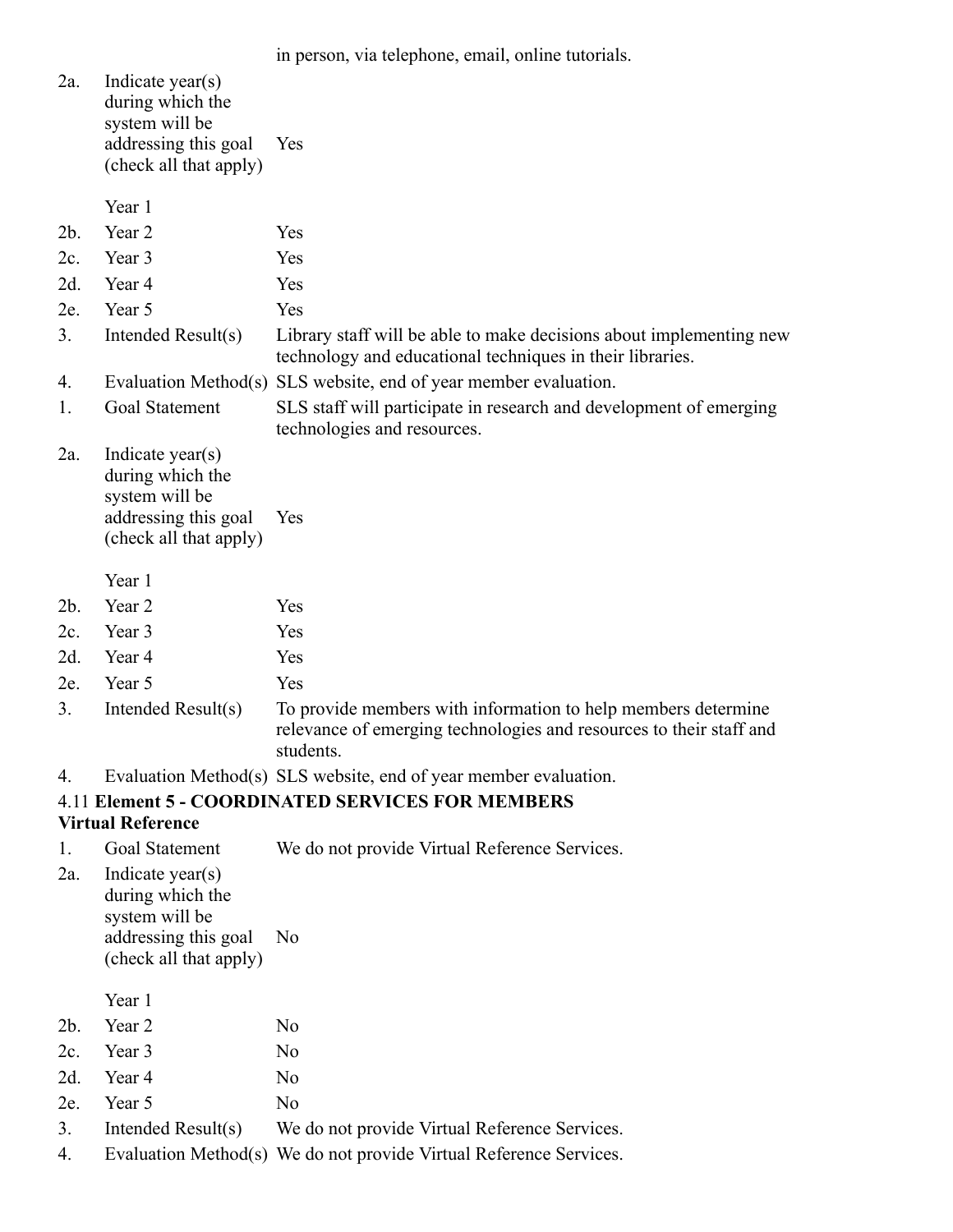in person, via telephone, email, online tutorials.

| | | |
|---|---|---|
| 2a. | Indicate year(s) during which the system will be addressing this goal (check all that apply) Year 1 | Yes |
| 2b. | Year 2 | Yes |
| 2c. | Year 3 | Yes |
| 2d. | Year 4 | Yes |
| 2e. | Year 5 | Yes |
| 3. | Intended Result(s) | Library staff will be able to make decisions about implementing new technology and educational techniques in their libraries. |
| 4. | Evaluation Method(s) | SLS website, end of year member evaluation. |
| 1. | Goal Statement | SLS staff will participate in research and development of emerging technologies and resources. |
| 2a. | Indicate year(s) during which the system will be addressing this goal (check all that apply) Year 1 | Yes |
| 2b. | Year 2 | Yes |
| 2c. | Year 3 | Yes |
| 2d. | Year 4 | Yes |
| 2e. | Year 5 | Yes |
| 3. | Intended Result(s) | To provide members with information to help members determine relevance of emerging technologies and resources to their staff and students. |
| 4. | Evaluation Method(s) | SLS website, end of year member evaluation. |

4.11 **Element 5 - COORDINATED SERVICES FOR MEMBERS**
**Virtual Reference**

| | | |
|---|---|---|
| 1. | Goal Statement | We do not provide Virtual Reference Services. |
| 2a. | Indicate year(s) during which the system will be addressing this goal (check all that apply) Year 1 | No |
| 2b. | Year 2 | No |
| 2c. | Year 3 | No |
| 2d. | Year 4 | No |
| 2e. | Year 5 | No |
| 3. | Intended Result(s) | We do not provide Virtual Reference Services. |
| 4. | Evaluation Method(s) | We do not provide Virtual Reference Services. |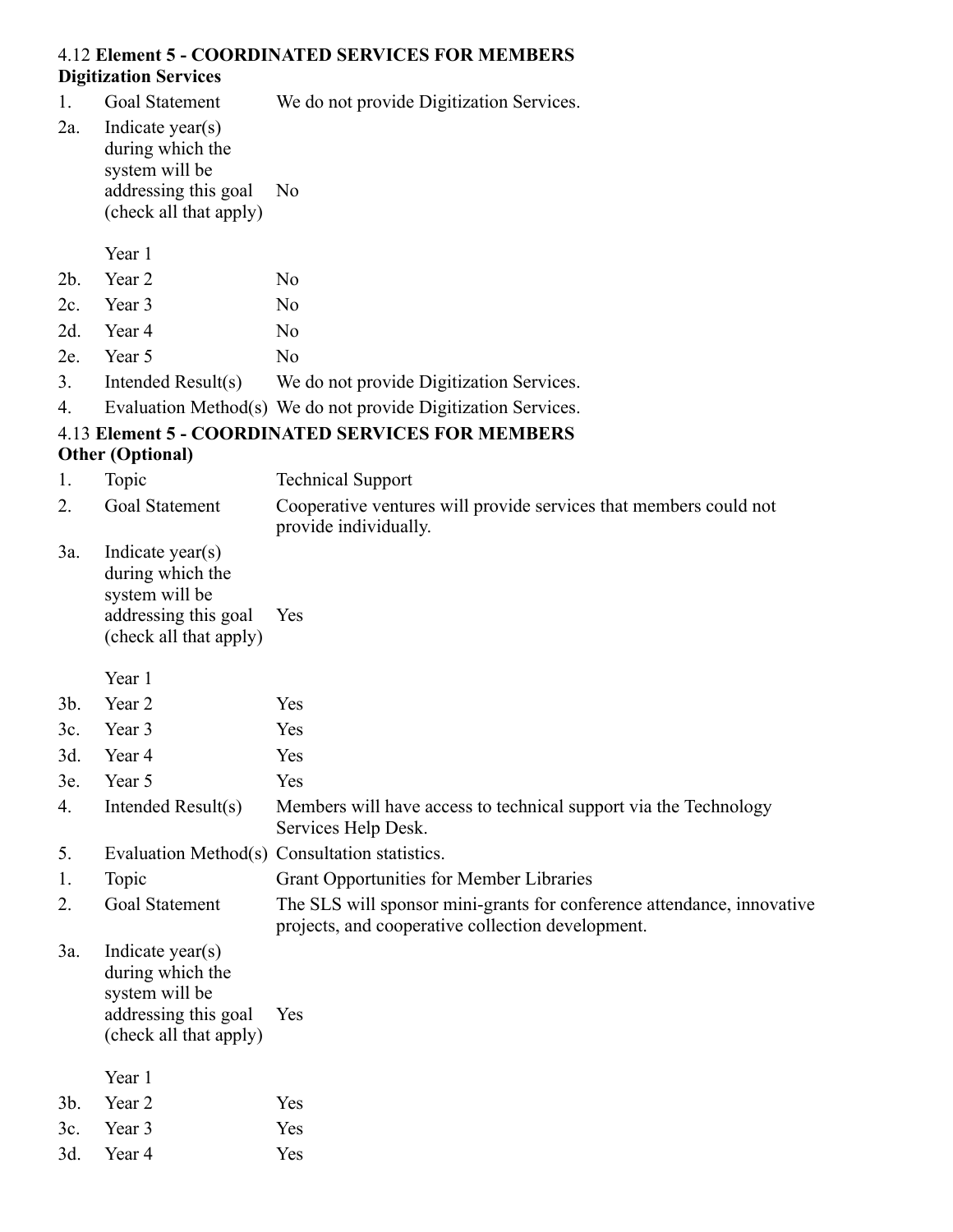4.12 **Element 5 - COORDINATED SERVICES FOR MEMBERS**
**Digitization Services**

| | | |
|---|---|---|
| 1. | Goal Statement | We do not provide Digitization Services. |
| 2a. | Indicate year(s) during which the system will be addressing this goal (check all that apply)<br><br>Year 1 | No |
| 2b. | Year 2 | No |
| 2c. | Year 3 | No |
| 2d. | Year 4 | No |
| 2e. | Year 5 | No |
| 3. | Intended Result(s) | We do not provide Digitization Services. |
| 4. | Evaluation Method(s) | We do not provide Digitization Services. |

4.13 **Element 5 - COORDINATED SERVICES FOR MEMBERS**
**Other (Optional)**

| | | |
|---|---|---|
| 1. | Topic | Technical Support |
| 2. | Goal Statement | Cooperative ventures will provide services that members could not provide individually. |
| 3a. | Indicate year(s) during which the system will be addressing this goal (check all that apply)<br><br>Year 1 | Yes |
| 3b. | Year 2 | Yes |
| 3c. | Year 3 | Yes |
| 3d. | Year 4 | Yes |
| 3e. | Year 5 | Yes |
| 4. | Intended Result(s) | Members will have access to technical support via the Technology Services Help Desk. |
| 5. | Evaluation Method(s) | Consultation statistics. |
| 1. | Topic | Grant Opportunities for Member Libraries |
| 2. | Goal Statement | The SLS will sponsor mini-grants for conference attendance, innovative projects, and cooperative collection development. |
| 3a. | Indicate year(s) during which the system will be addressing this goal (check all that apply)<br><br>Year 1 | Yes |
| 3b. | Year 2 | Yes |
| 3c. | Year 3 | Yes |
| 3d. | Year 4 | Yes |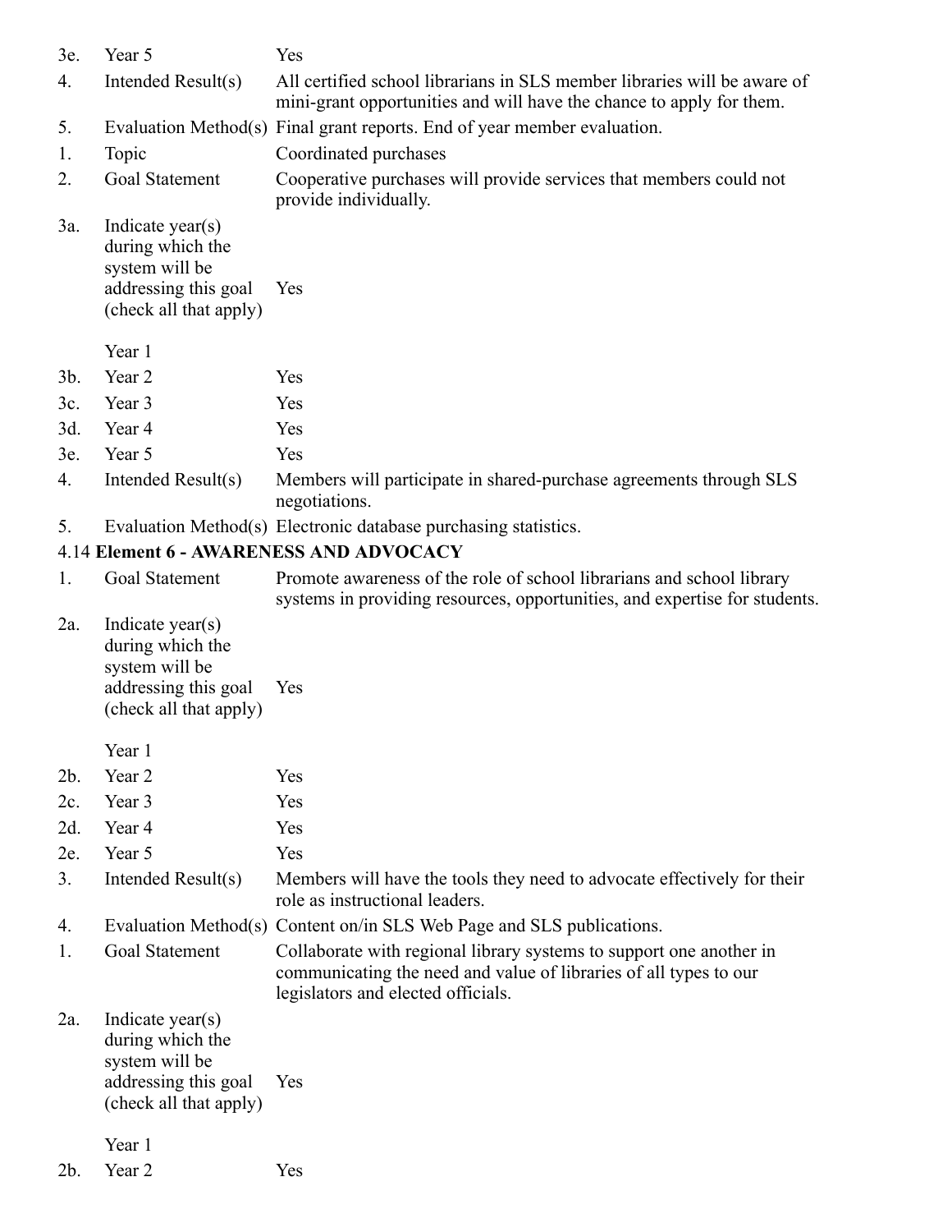| | | |
|---|---|---|
| 3e. | Year 5 | Yes |
| 4. | Intended Result(s) | All certified school librarians in SLS member libraries will be aware of mini-grant opportunities and will have the chance to apply for them. |
| 5. | Evaluation Method(s) | Final grant reports. End of year member evaluation. |
| 1. | Topic | Coordinated purchases |
| 2. | Goal Statement | Cooperative purchases will provide services that members could not provide individually. |
| 3a. | Indicate year(s) during which the system will be addressing this goal (check all that apply) | Yes |
| | Year 1 | |
| 3b. | Year 2 | Yes |
| 3c. | Year 3 | Yes |
| 3d. | Year 4 | Yes |
| 3e. | Year 5 | Yes |
| 4. | Intended Result(s) | Members will participate in shared-purchase agreements through SLS negotiations. |
| 5. | Evaluation Method(s) | Electronic database purchasing statistics. |

4.14 **Element 6 - AWARENESS AND ADVOCACY**

| | | |
|---|---|---|
| 1. | Goal Statement | Promote awareness of the role of school librarians and school library systems in providing resources, opportunities, and expertise for students. |
| 2a. | Indicate year(s) during which the system will be addressing this goal (check all that apply) | Yes |
| | Year 1 | |
| 2b. | Year 2 | Yes |
| 2c. | Year 3 | Yes |
| 2d. | Year 4 | Yes |
| 2e. | Year 5 | Yes |
| 3. | Intended Result(s) | Members will have the tools they need to advocate effectively for their role as instructional leaders. |
| 4. | Evaluation Method(s) | Content on/in SLS Web Page and SLS publications. |
| 1. | Goal Statement | Collaborate with regional library systems to support one another in communicating the need and value of libraries of all types to our legislators and elected officials. |
| 2a. | Indicate year(s) during which the system will be addressing this goal (check all that apply) | Yes |
| | Year 1 | |
| 2b. | Year 2 | Yes |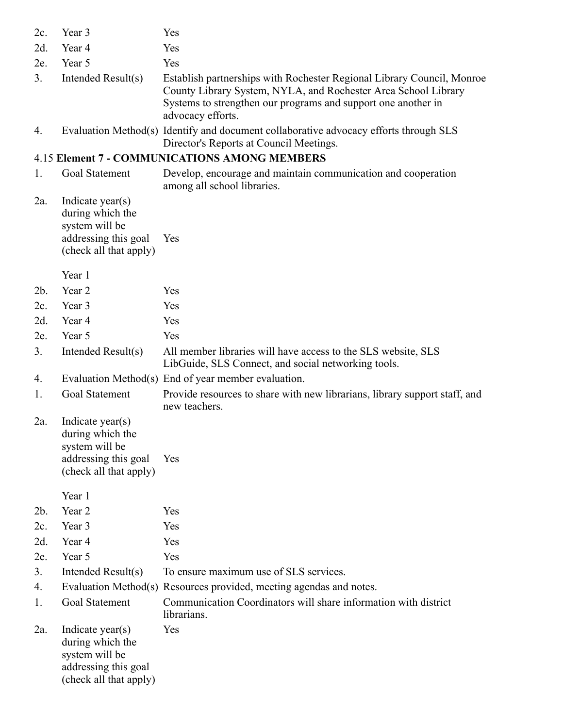| | | |
|---|---|---|
| 2c. | Year 3 | Yes |
| 2d. | Year 4 | Yes |
| 2e. | Year 5 | Yes |
| 3. | Intended Result(s) | Establish partnerships with Rochester Regional Library Council, Monroe County Library System, NYLA, and Rochester Area School Library Systems to strengthen our programs and support one another in advocacy efforts. |
| 4. | Evaluation Method(s) | Identify and document collaborative advocacy efforts through SLS Director's Reports at Council Meetings. |

4.15 **Element 7 - COMMUNICATIONS AMONG MEMBERS**

| | | |
|---|---|---|
| 1. | Goal Statement | Develop, encourage and maintain communication and cooperation among all school libraries. |
| 2a. | Indicate year(s) during which the system will be addressing this goal (check all that apply)<br><br>Year 1 | Yes |
| 2b. | Year 2 | Yes |
| 2c. | Year 3 | Yes |
| 2d. | Year 4 | Yes |
| 2e. | Year 5 | Yes |
| 3. | Intended Result(s) | All member libraries will have access to the SLS website, SLS LibGuide, SLS Connect, and social networking tools. |
| 4. | Evaluation Method(s) | End of year member evaluation. |
| 1. | Goal Statement | Provide resources to share with new librarians, library support staff, and new teachers. |
| 2a. | Indicate year(s) during which the system will be addressing this goal (check all that apply)<br><br>Year 1 | Yes |
| 2b. | Year 2 | Yes |
| 2c. | Year 3 | Yes |
| 2d. | Year 4 | Yes |
| 2e. | Year 5 | Yes |
| 3. | Intended Result(s) | To ensure maximum use of SLS services. |
| 4. | Evaluation Method(s) | Resources provided, meeting agendas and notes. |
| 1. | Goal Statement | Communication Coordinators will share information with district librarians. |
| 2a. | Indicate year(s) during which the system will be addressing this goal (check all that apply) | Yes |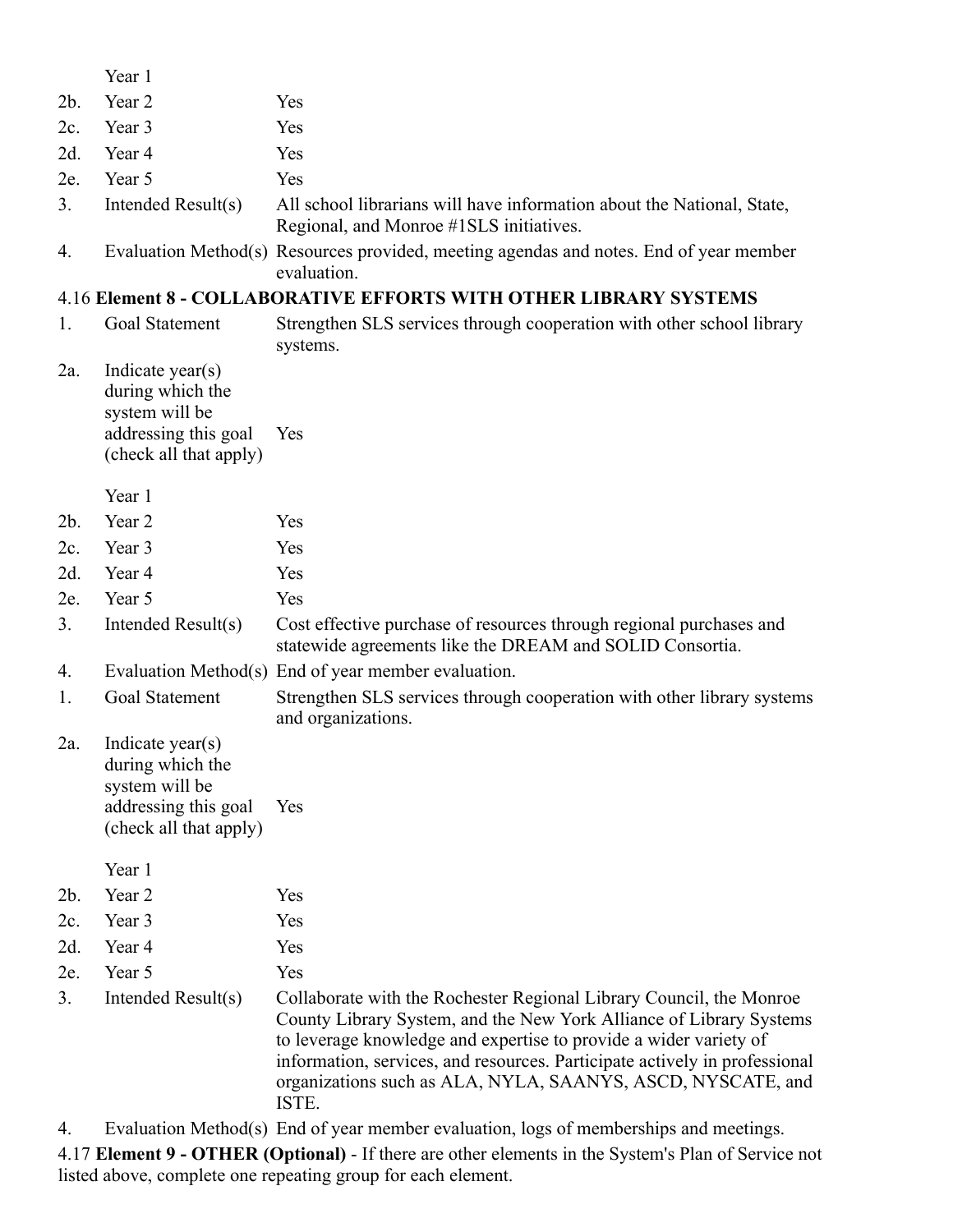| | | |
|---|---|---|
| | Year 1 | |
| 2b. | Year 2 | Yes |
| 2c. | Year 3 | Yes |
| 2d. | Year 4 | Yes |
| 2e. | Year 5 | Yes |
| 3. | Intended Result(s) | All school librarians will have information about the National, State, Regional, and Monroe #1SLS initiatives. |
| 4. | Evaluation Method(s) | Resources provided, meeting agendas and notes. End of year member evaluation. |

4.16 **Element 8 - COLLABORATIVE EFFORTS WITH OTHER LIBRARY SYSTEMS**

| | | |
|---|---|---|
| 1. | Goal Statement | Strengthen SLS services through cooperation with other school library systems. |
| 2a. | Indicate year(s) during which the system will be addressing this goal (check all that apply) | Yes |
| | Year 1 | |
| 2b. | Year 2 | Yes |
| 2c. | Year 3 | Yes |
| 2d. | Year 4 | Yes |
| 2e. | Year 5 | Yes |
| 3. | Intended Result(s) | Cost effective purchase of resources through regional purchases and statewide agreements like the DREAM and SOLID Consortia. |
| 4. | Evaluation Method(s) | End of year member evaluation. |
| 1. | Goal Statement | Strengthen SLS services through cooperation with other library systems and organizations. |
| 2a. | Indicate year(s) during which the system will be addressing this goal (check all that apply) | Yes |
| | Year 1 | |
| 2b. | Year 2 | Yes |
| 2c. | Year 3 | Yes |
| 2d. | Year 4 | Yes |
| 2e. | Year 5 | Yes |
| 3. | Intended Result(s) | Collaborate with the Rochester Regional Library Council, the Monroe County Library System, and the New York Alliance of Library Systems to leverage knowledge and expertise to provide a wider variety of information, services, and resources. Participate actively in professional organizations such as ALA, NYLA, SAANYS, ASCD, NYSCATE, and ISTE. |
| 4. | Evaluation Method(s) | End of year member evaluation, logs of memberships and meetings. |

4.17 **Element 9 - OTHER (Optional)** - If there are other elements in the System's Plan of Service not listed above, complete one repeating group for each element.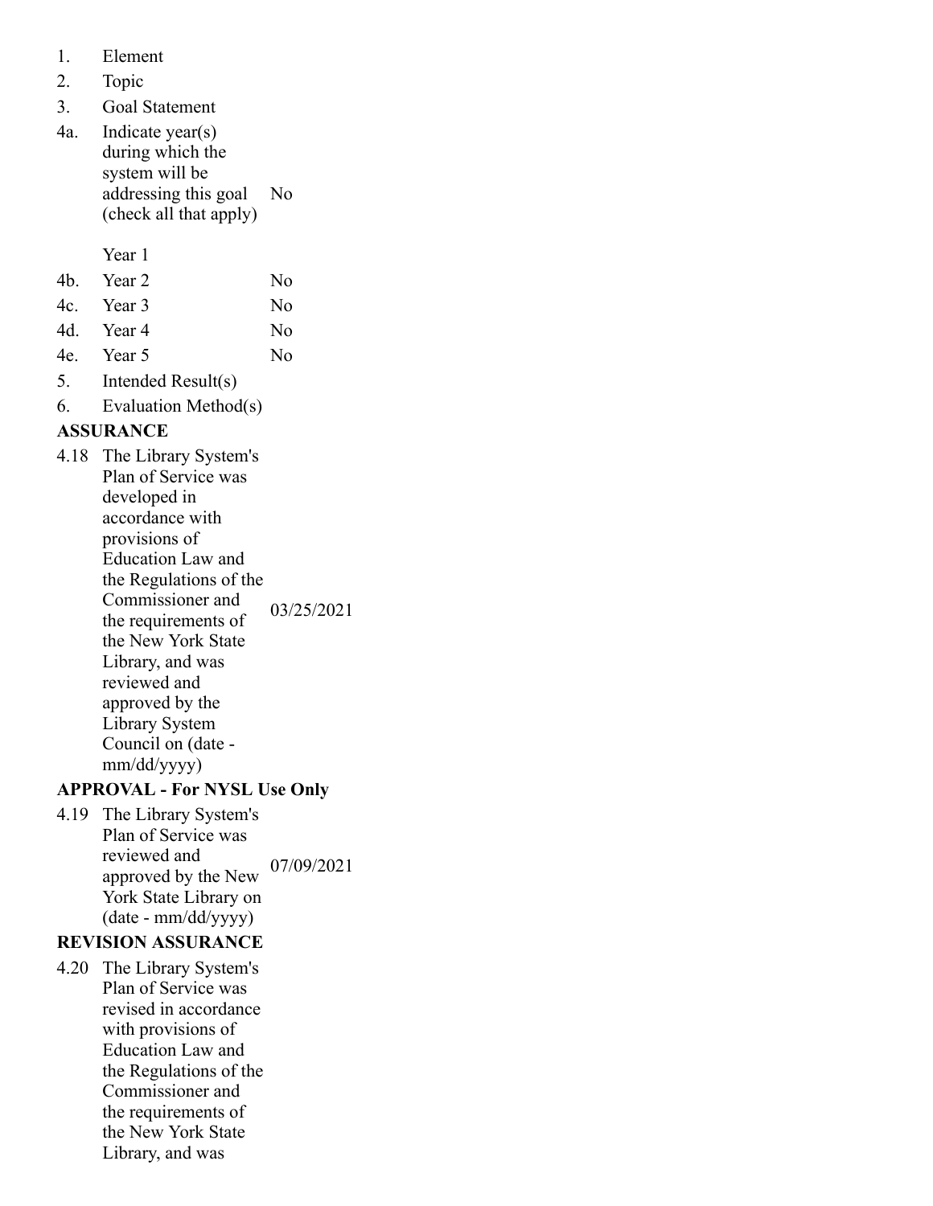| | | |
|---|---|---|
| 1. | Element | |
| 2. | Topic | |
| 3. | Goal Statement | |
| 4a. | Indicate year(s) during which the system will be addressing this goal (check all that apply)<br><br>Year 1 | No |
| 4b. | Year 2 | No |
| 4c. | Year 3 | No |
| 4d. | Year 4 | No |
| 4e. | Year 5 | No |
| 5. | Intended Result(s) | |
| 6. | Evaluation Method(s) | |

**ASSURANCE**

| | | |
|---|---|---|
| 4.18 | The Library System's Plan of Service was developed in accordance with provisions of Education Law and the Regulations of the Commissioner and the requirements of the New York State Library, and was reviewed and approved by the Library System Council on (date - mm/dd/yyyy) | 03/25/2021 |

**APPROVAL - For NYSL Use Only**

| | | |
|---|---|---|
| 4.19 | The Library System's Plan of Service was reviewed and approved by the New York State Library on (date - mm/dd/yyyy) | 07/09/2021 |

**REVISION ASSURANCE**

| | | |
|---|---|---|
| 4.20 | The Library System's Plan of Service was revised in accordance with provisions of Education Law and the Regulations of the Commissioner and the requirements of the New York State Library, and was | |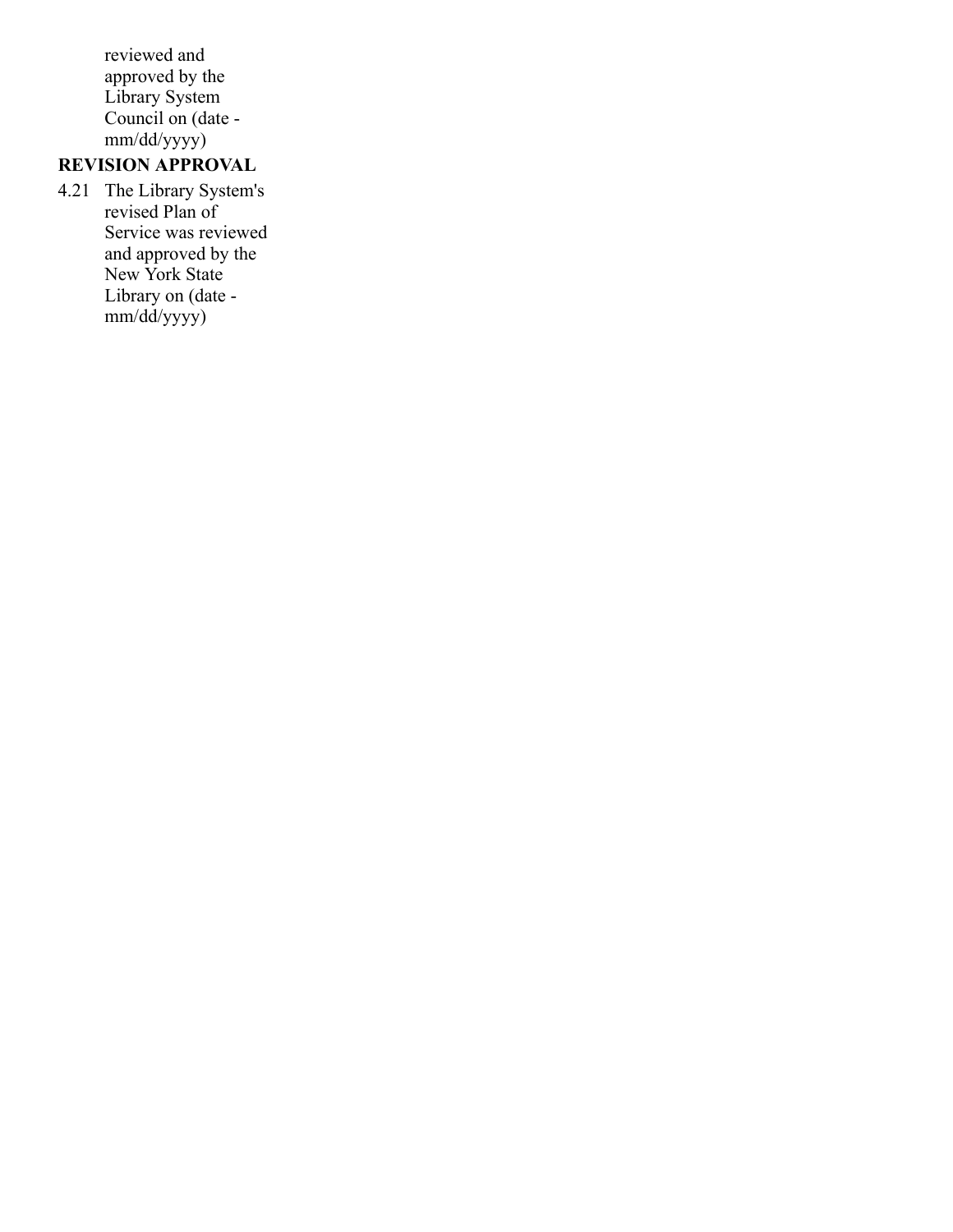reviewed and approved by the Library System Council on (date - mm/dd/yyyy)

**REVISION APPROVAL**

4.21 The Library System's revised Plan of Service was reviewed and approved by the New York State Library on (date - mm/dd/yyyy)